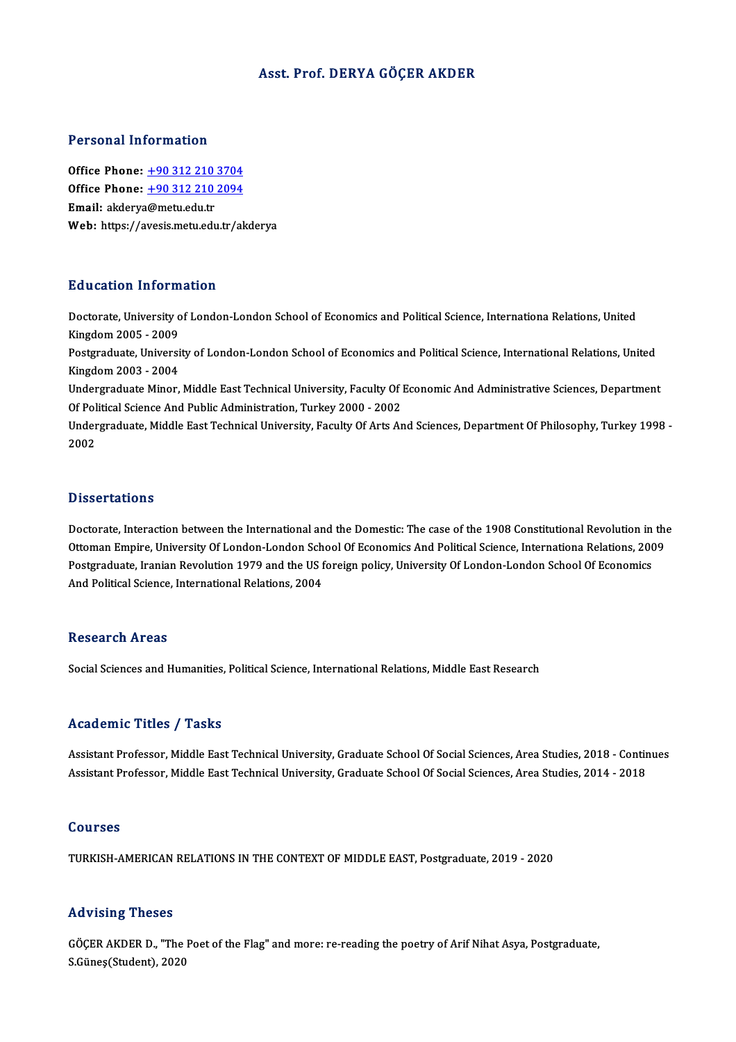# Asst. Prof. DERYA GÖÇER AKDER

## Personal Information

**Office Phone:** +90 312 210 3704
**Office Phone:** +90 312 210 2094
**Email:** akderya@metu.edu.tr
**Web:** https://avesis.metu.edu.tr/akderya

## Education Information

Doctorate, University of London-London School of Economics and Political Science, Internationa Relations, United Kingdom 2005 - 2009

Postgraduate, University of London-London School of Economics and Political Science, International Relations, United Kingdom 2003 - 2004

Undergraduate Minor, Middle East Technical University, Faculty Of Economic And Administrative Sciences, Department Of Political Science And Public Administration, Turkey 2000 - 2002

Undergraduate, Middle East Technical University, Faculty Of Arts And Sciences, Department Of Philosophy, Turkey 1998 - 2002

## Dissertations

Doctorate, Interaction between the International and the Domestic: The case of the 1908 Constitutional Revolution in the Ottoman Empire, University Of London-London School Of Economics And Political Science, Internationa Relations, 2009

Postgraduate, Iranian Revolution 1979 and the US foreign policy, University Of London-London School Of Economics And Political Science, International Relations, 2004

## Research Areas

Social Sciences and Humanities, Political Science, International Relations, Middle East Research

## Academic Titles / Tasks

Assistant Professor, Middle East Technical University, Graduate School Of Social Sciences, Area Studies, 2018 - Continues

Assistant Professor, Middle East Technical University, Graduate School Of Social Sciences, Area Studies, 2014 - 2018

## Courses

TURKISH-AMERICAN RELATIONS IN THE CONTEXT OF MIDDLE EAST, Postgraduate, 2019 - 2020

## Advising Theses

GÖÇER AKDER D., "The Poet of the Flag" and more: re-reading the poetry of Arif Nihat Asya, Postgraduate, S.Güneş(Student), 2020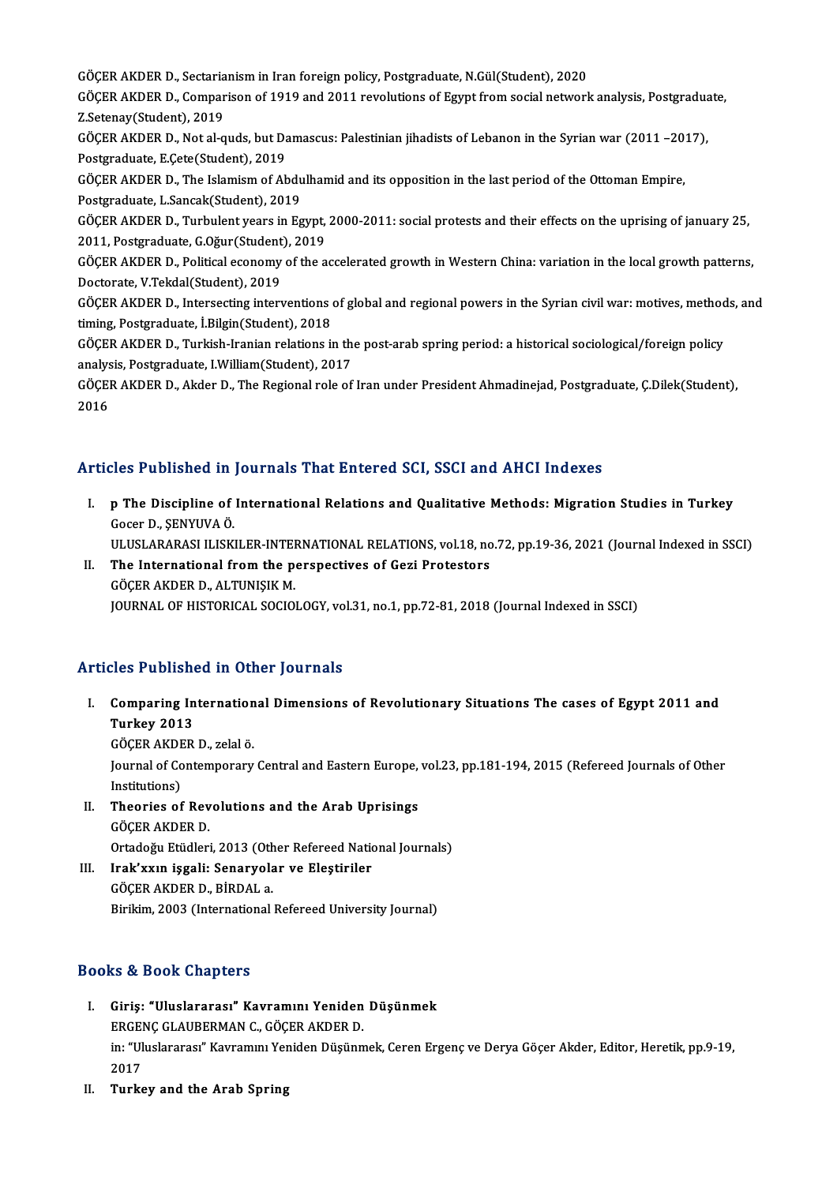GÖÇER AKDER D., Sectarianism in Iran foreign policy, Postgraduate, N.Gül(Student), 2020

GÖÇER AKDER D., Comparison of 1919 and 2011 revolutions of Egypt from social network analysis, Postgraduate, Z.Setenay(Student), 2019

GÖÇER AKDER D., Not al-quds, but Damascus: Palestinian jihadists of Lebanon in the Syrian war (2011 –2017), Postgraduate, E.Çete(Student), 2019

GÖÇER AKDER D., The Islamism of Abdulhamid and its opposition in the last period of the Ottoman Empire, Postgraduate, L.Sancak(Student), 2019

GÖÇER AKDER D., Turbulent years in Egypt, 2000-2011: social protests and their effects on the uprising of january 25, 2011, Postgraduate, G.Oğur(Student), 2019

GÖÇER AKDER D., Political economy of the accelerated growth in Western China: variation in the local growth patterns, Doctorate, V.Tekdal(Student), 2019

GÖÇER AKDER D., Intersecting interventions of global and regional powers in the Syrian civil war: motives, methods, and timing, Postgraduate, İ.Bilgin(Student), 2018

GÖÇER AKDER D., Turkish-Iranian relations in the post-arab spring period: a historical sociological/foreign policy analysis, Postgraduate, I.William(Student), 2017

GÖÇER AKDER D., Akder D., The Regional role of Iran under President Ahmadinejad, Postgraduate, Ç.Dilek(Student), 2016

## Articles Published in Journals That Entered SCI, SSCI and AHCI Indexes

I. **p The Discipline of International Relations and Qualitative Methods: Migration Studies in Turkey**
   Gocer D., ŞENYUVA Ö.
   ULUSLARARASI ILISKILER-INTERNATIONAL RELATIONS, vol.18, no.72, pp.19-36, 2021 (Journal Indexed in SSCI)

II. **The International from the perspectives of Gezi Protestors**
   GÖÇER AKDER D., ALTUNIŞIK M.
   JOURNAL OF HISTORICAL SOCIOLOGY, vol.31, no.1, pp.72-81, 2018 (Journal Indexed in SSCI)

## Articles Published in Other Journals

I. **Comparing International Dimensions of Revolutionary Situations The cases of Egypt 2011 and Turkey 2013**
   GÖÇER AKDER D., zelal ö.
   Journal of Contemporary Central and Eastern Europe, vol.23, pp.181-194, 2015 (Refereed Journals of Other Institutions)

II. **Theories of Revolutions and the Arab Uprisings**
   GÖÇER AKDER D.
   Ortadoğu Etüdleri, 2013 (Other Refereed National Journals)

III. **Irak'xxın işgali: Senaryolar ve Eleştiriler**
   GÖÇER AKDER D., BİRDAL a.
   Birikim, 2003 (International Refereed University Journal)

## Books & Book Chapters

I. **Giriş: "Uluslararası" Kavramını Yeniden Düşünmek**
   ERGENÇ GLAUBERMAN C., GÖÇER AKDER D.
   in: "Uluslararası" Kavramını Yeniden Düşünmek, Ceren Ergenç ve Derya Göçer Akder, Editor, Heretik, pp.9-19, 2017

II. **Turkey and the Arab Spring**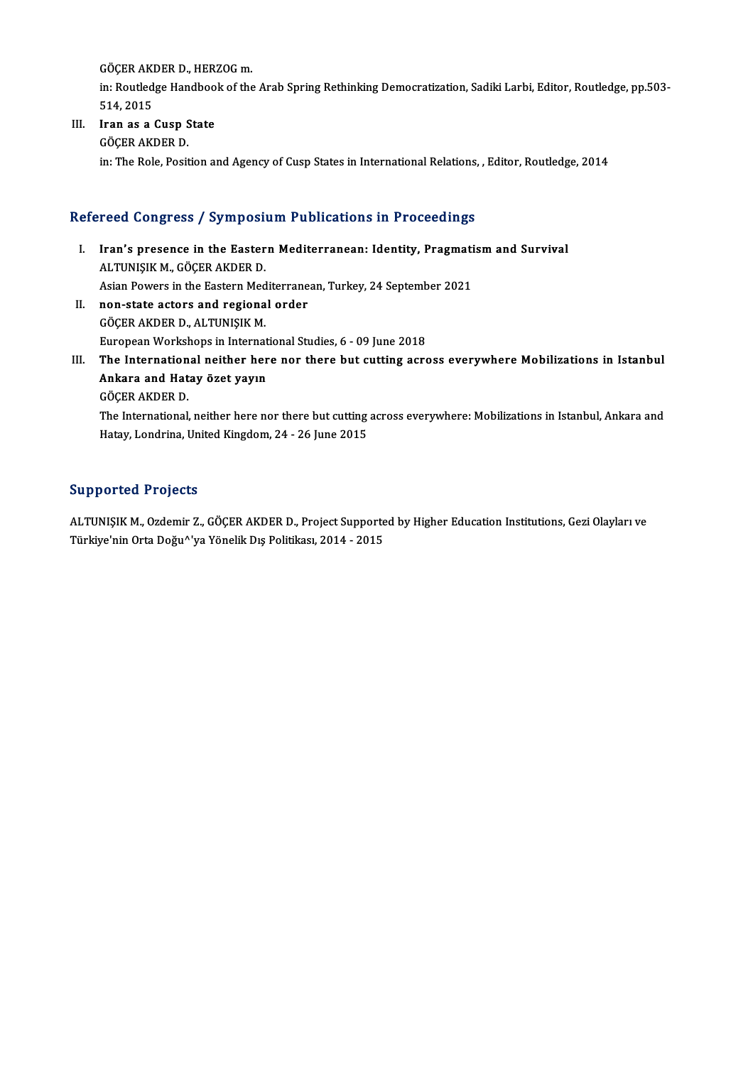GÖÇER AKDER D., HERZOG m.

in: Routledge Handbook of the Arab Spring Rethinking Democratization, Sadiki Larbi, Editor, Routledge, pp.503-514, 2015

III. **Iran as a Cusp State**

GÖÇER AKDER D.

in: The Role, Position and Agency of Cusp States in International Relations, , Editor, Routledge, 2014

## Refereed Congress / Symposium Publications in Proceedings

I. **Iran's presence in the Eastern Mediterranean: Identity, Pragmatism and Survival**

ALTUNIŞIK M., GÖÇER AKDER D.

Asian Powers in the Eastern Mediterranean, Turkey, 24 September 2021

II. **non-state actors and regional order**

GÖÇER AKDER D., ALTUNIŞIK M.

European Workshops in International Studies, 6 - 09 June 2018

III. **The International neither here nor there but cutting across everywhere Mobilizations in Istanbul Ankara and Hatay özet yayın**

GÖÇER AKDER D.

The International, neither here nor there but cutting across everywhere: Mobilizations in Istanbul, Ankara and Hatay, Londrina, United Kingdom, 24 - 26 June 2015

## Supported Projects

ALTUNIŞIK M., Ozdemir Z., GÖÇER AKDER D., Project Supported by Higher Education Institutions, Gezi Olayları ve Türkiye'nin Orta Doğu^'ya Yönelik Dış Politikası, 2014 - 2015